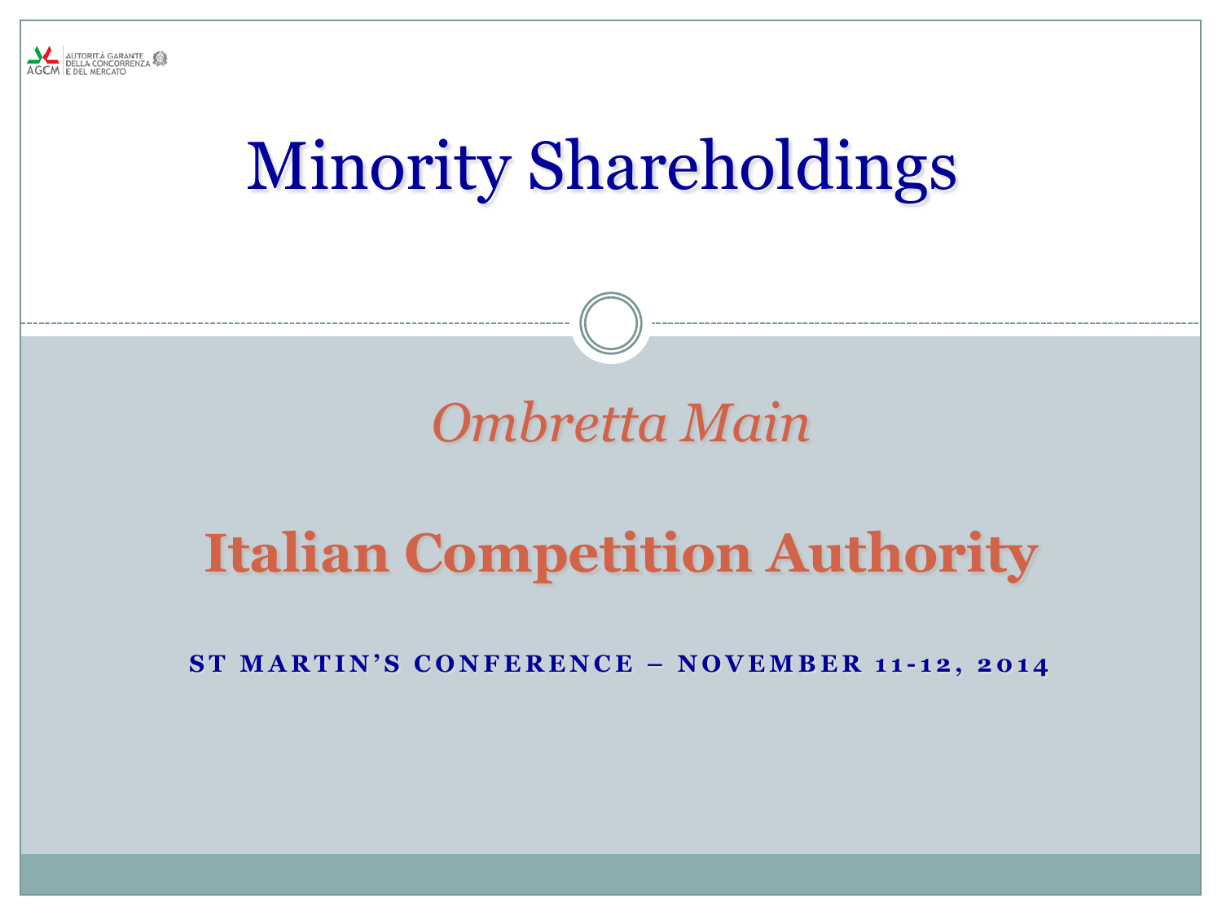AUTORITÀ GARANTE DELLA CONCORRENZA E DEL MERCATO

AGCM

# Minority Shareholdings

*Ombretta Main*

## Italian Competition Authority

**ST MARTIN'S CONFERENCE – NOVEMBER 11-12, 2014**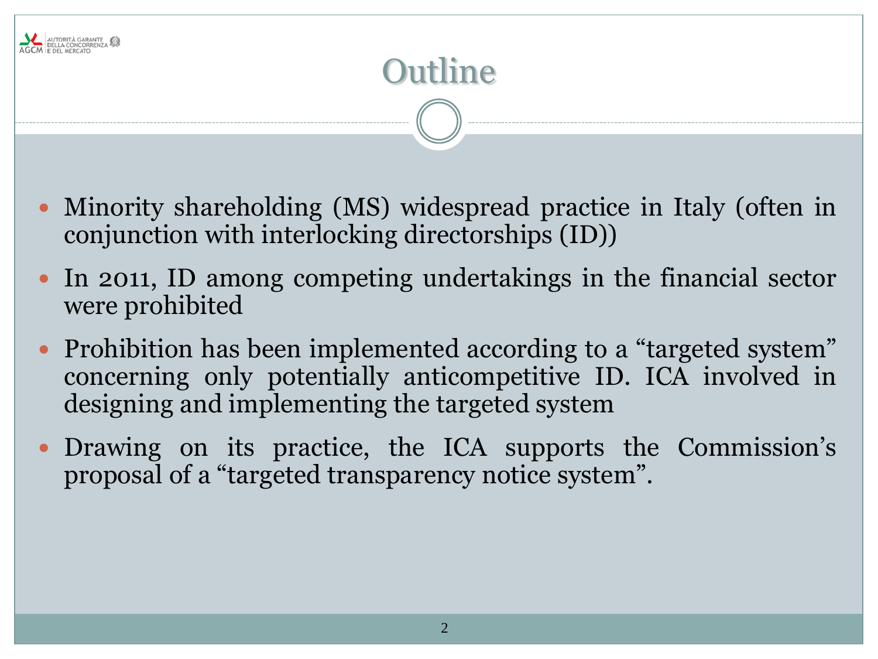# Outline

- Minority shareholding (MS) widespread practice in Italy (often in conjunction with interlocking directorships (ID))
- In 2011, ID among competing undertakings in the financial sector were prohibited
- Prohibition has been implemented according to a "targeted system" concerning only potentially anticompetitive ID. ICA involved in designing and implementing the targeted system
- Drawing on its practice, the ICA supports the Commission's proposal of a "targeted transparency notice system".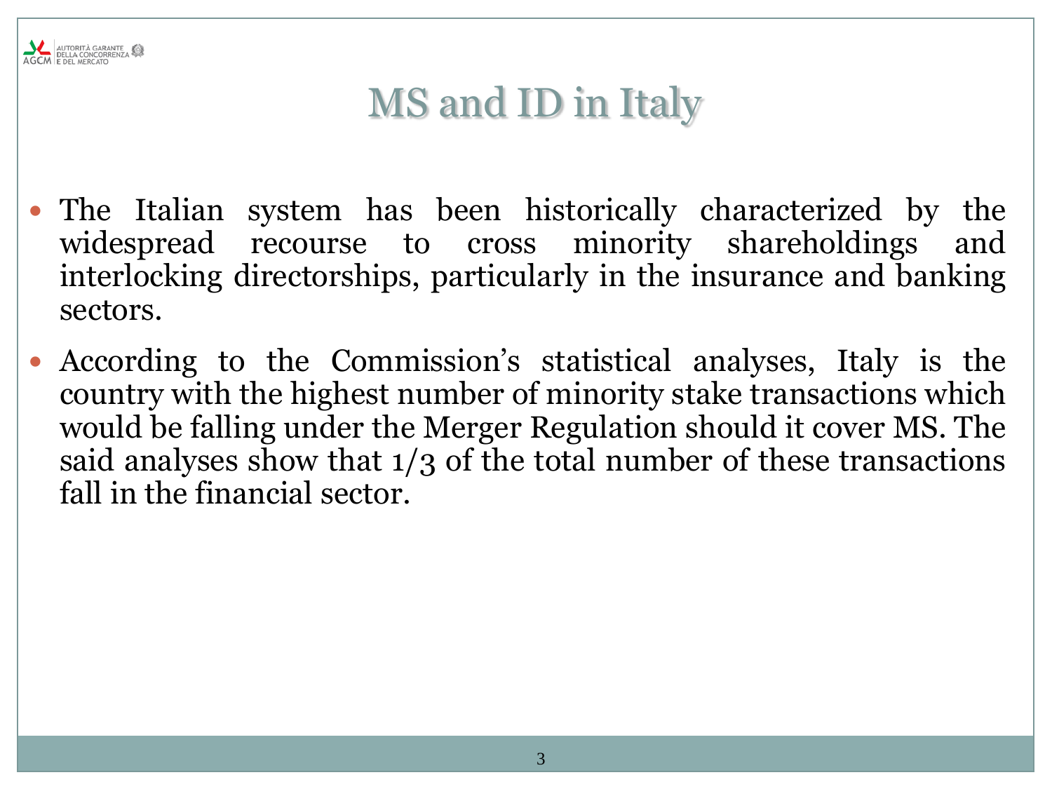# MS and ID in Italy

- The Italian system has been historically characterized by the widespread recourse to cross minority shareholdings and interlocking directorships, particularly in the insurance and banking sectors.
- According to the Commission's statistical analyses, Italy is the country with the highest number of minority stake transactions which would be falling under the Merger Regulation should it cover MS. The said analyses show that 1/3 of the total number of these transactions fall in the financial sector.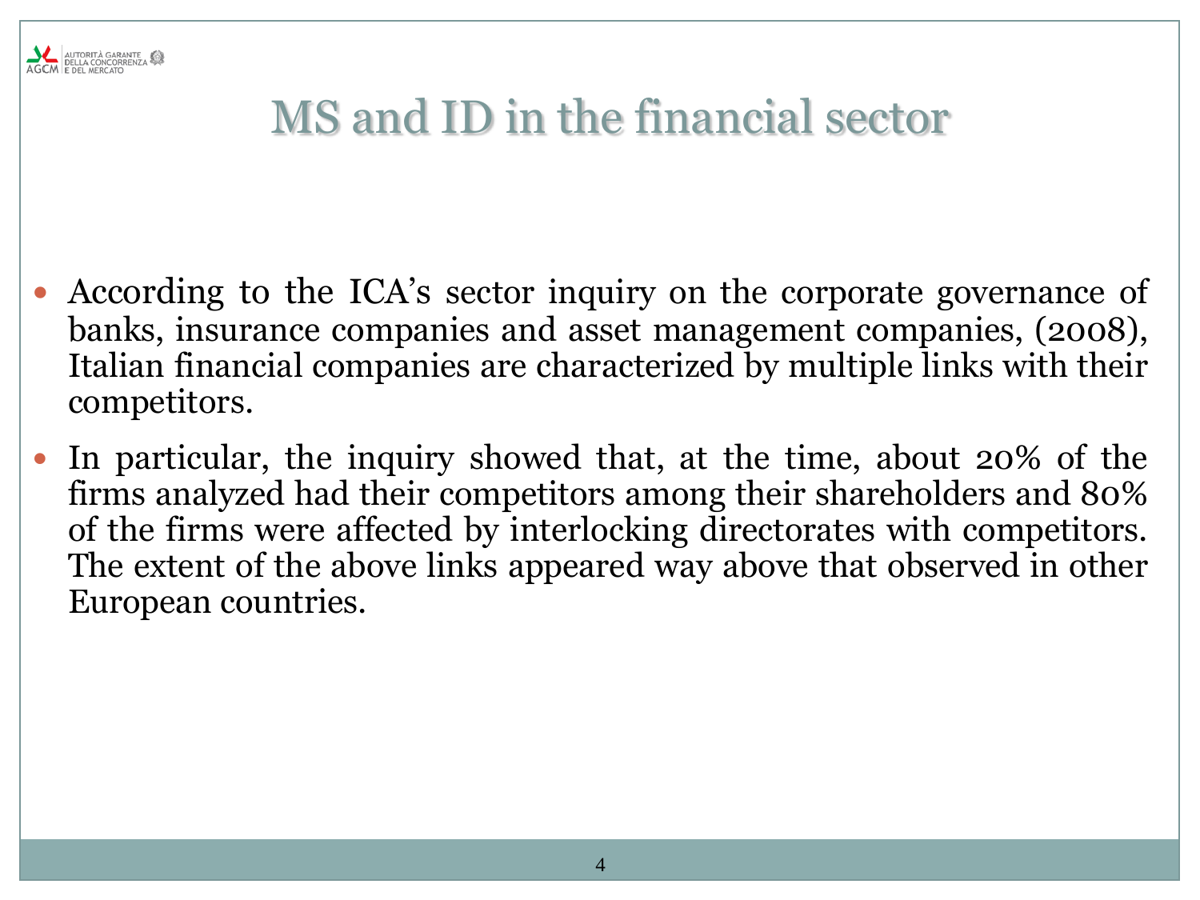# MS and ID in the financial sector

- According to the ICA's sector inquiry on the corporate governance of banks, insurance companies and asset management companies, (2008), Italian financial companies are characterized by multiple links with their competitors.
- In particular, the inquiry showed that, at the time, about 20% of the firms analyzed had their competitors among their shareholders and 80% of the firms were affected by interlocking directorates with competitors. The extent of the above links appeared way above that observed in other European countries.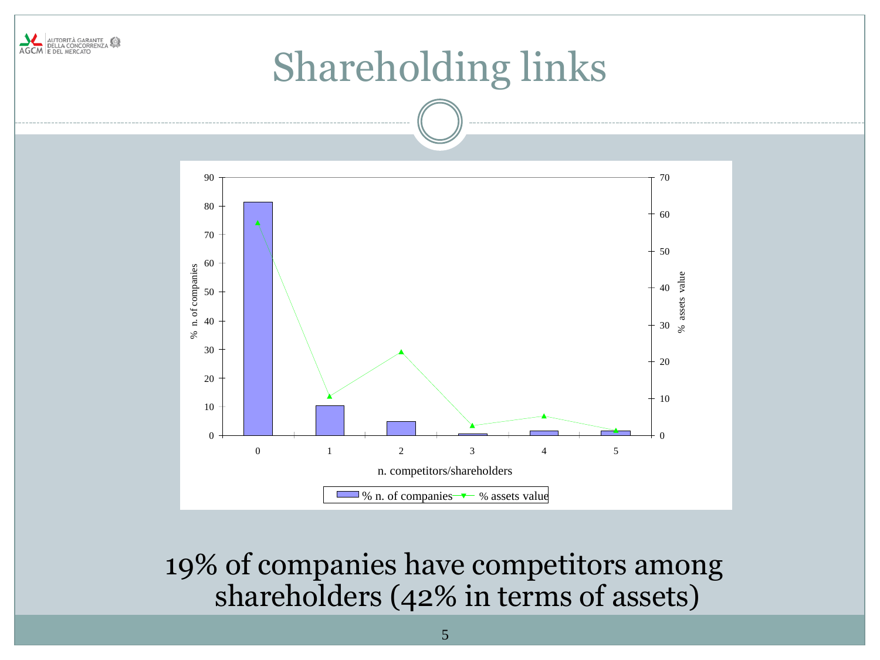# Shareholding links

19% of companies have competitors among shareholders (42% in terms of assets)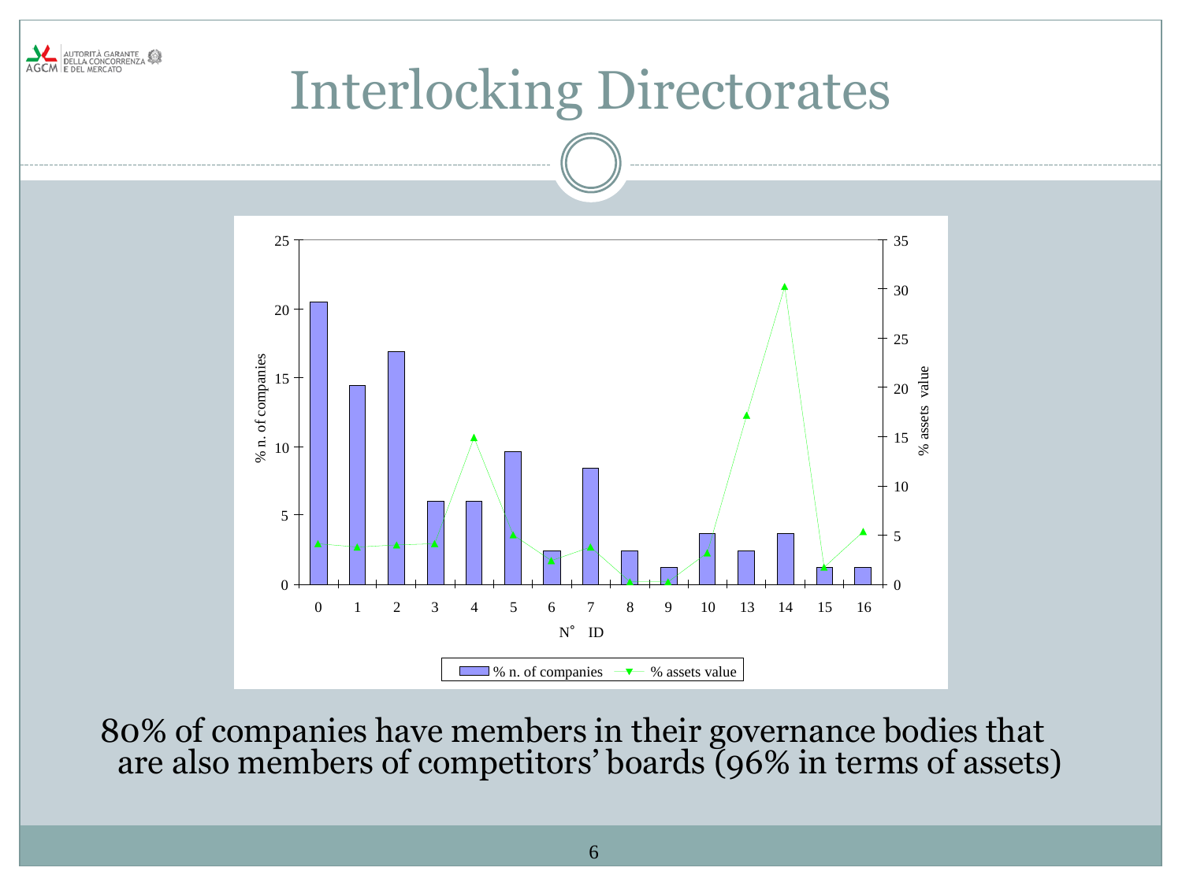# Interlocking Directorates

80% of companies have members in their governance bodies that are also members of competitors' boards (96% in terms of assets)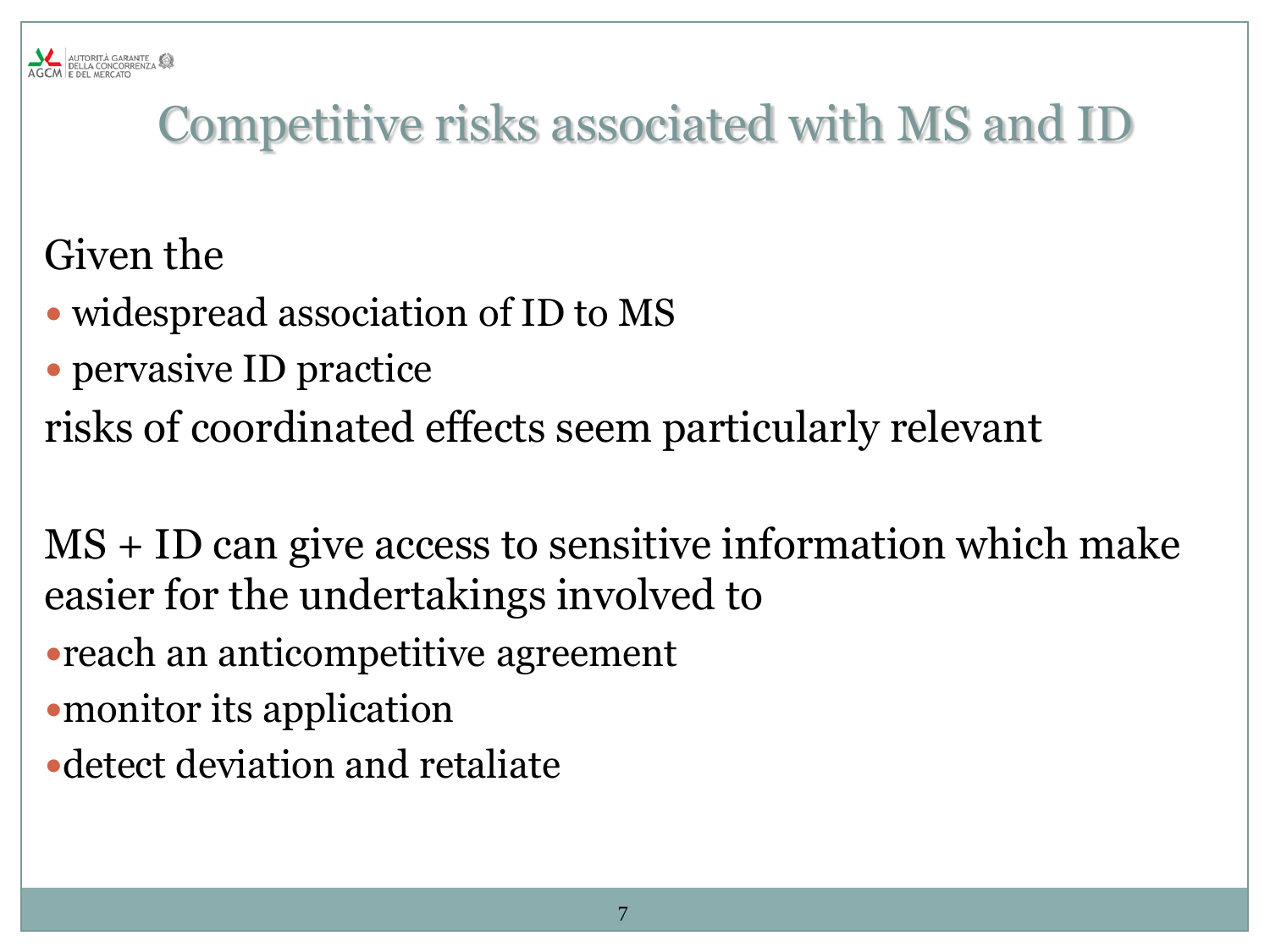# Competitive risks associated with MS and ID

Given the

- widespread association of ID to MS
- pervasive ID practice

risks of coordinated effects seem particularly relevant

MS + ID can give access to sensitive information which make easier for the undertakings involved to

- reach an anticompetitive agreement
- monitor its application
- detect deviation and retaliate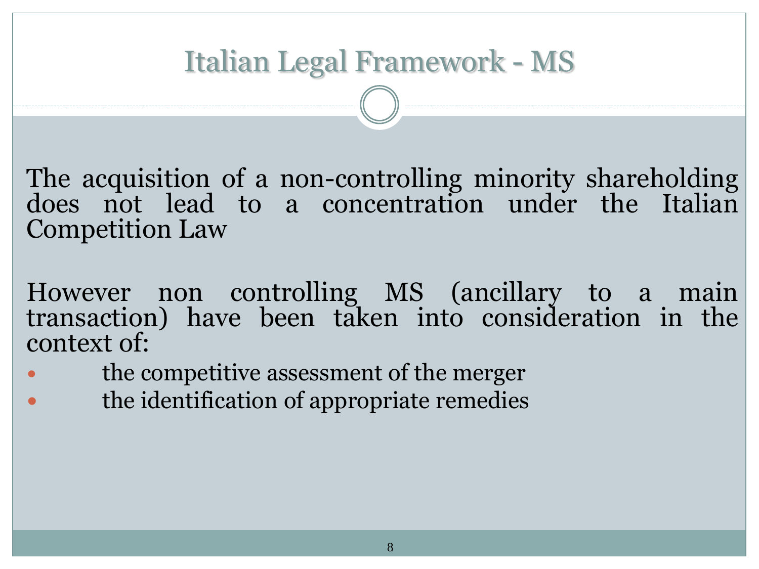# Italian Legal Framework - MS

The acquisition of a non-controlling minority shareholding does not lead to a concentration under the Italian Competition Law

However non controlling MS (ancillary to a main transaction) have been taken into consideration in the context of:

- the competitive assessment of the merger
- the identification of appropriate remedies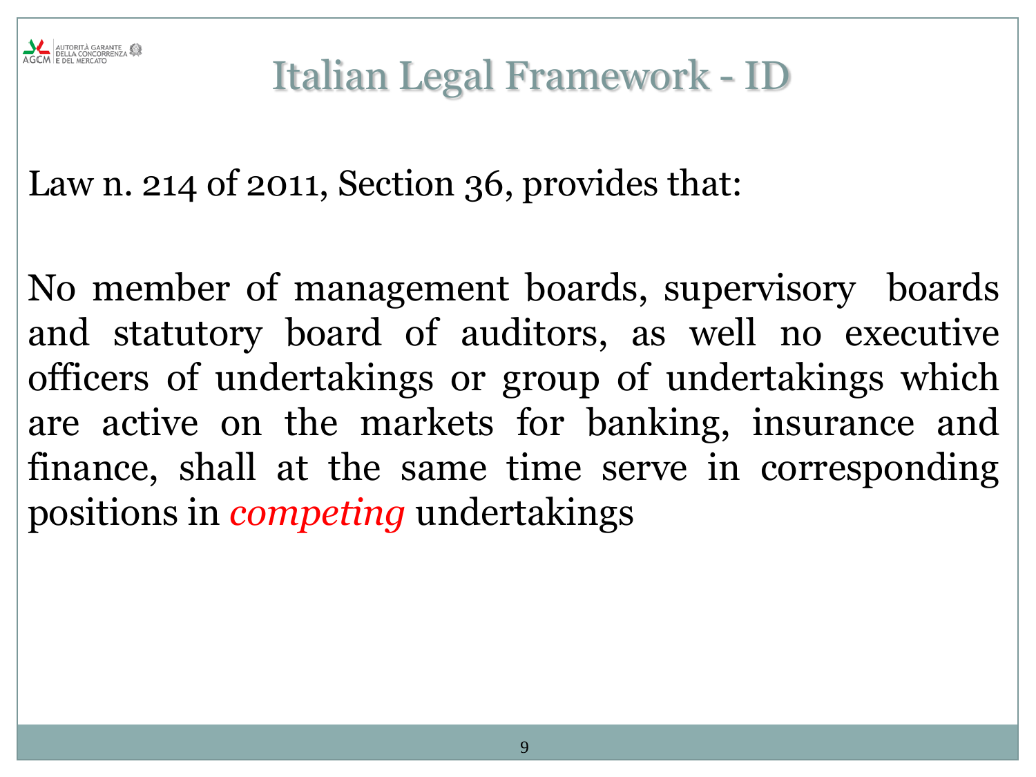# Italian Legal Framework - ID

Law n. 214 of 2011, Section 36, provides that:

No member of management boards, supervisory boards and statutory board of auditors, as well no executive officers of undertakings or group of undertakings which are active on the markets for banking, insurance and finance, shall at the same time serve in corresponding positions in *competing* undertakings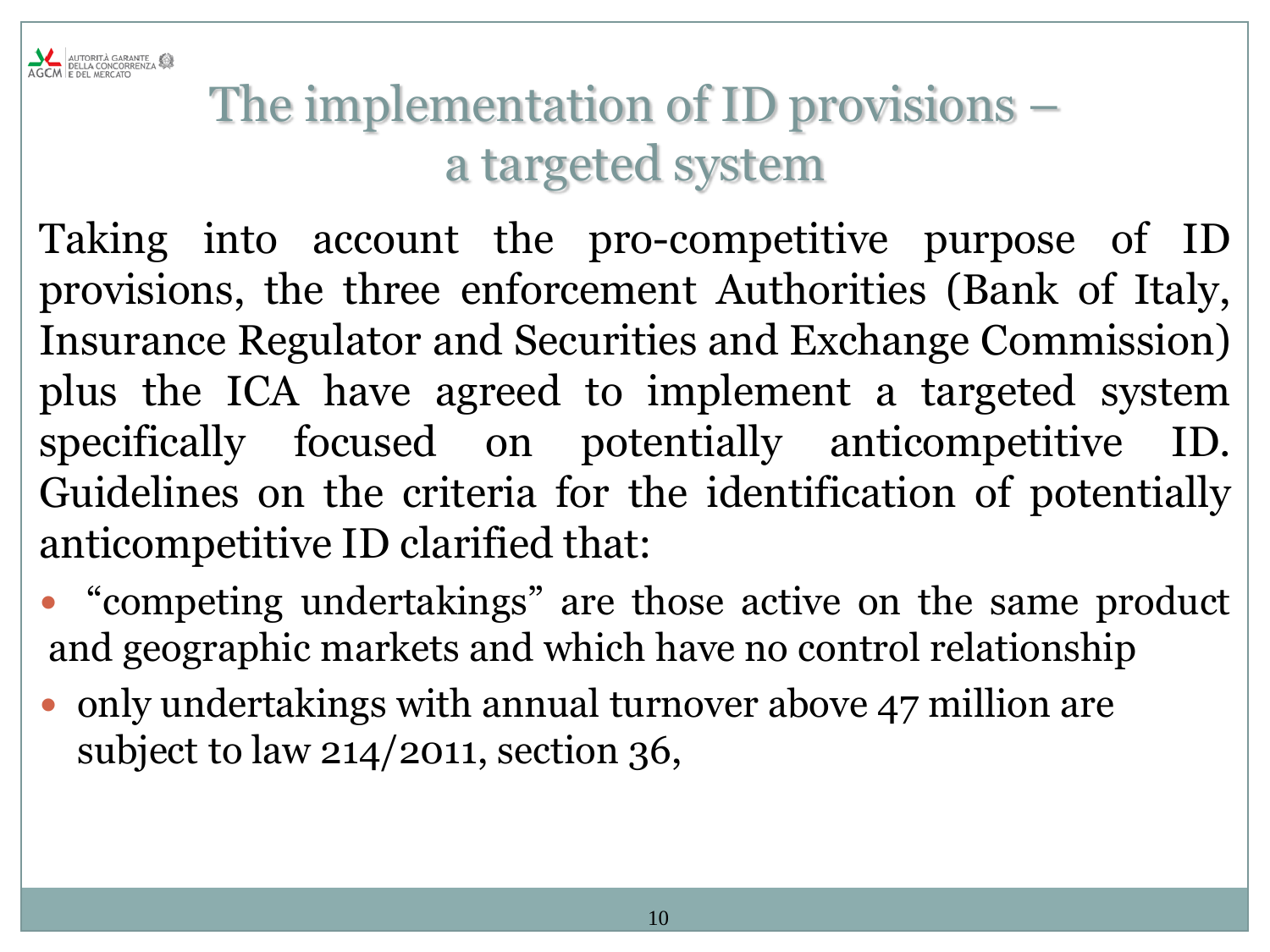# The implementation of ID provisions – a targeted system

Taking into account the pro-competitive purpose of ID provisions, the three enforcement Authorities (Bank of Italy, Insurance Regulator and Securities and Exchange Commission) plus the ICA have agreed to implement a targeted system specifically focused on potentially anticompetitive ID. Guidelines on the criteria for the identification of potentially anticompetitive ID clarified that:

- “competing undertakings” are those active on the same product and geographic markets and which have no control relationship
- only undertakings with annual turnover above 47 million are subject to law 214/2011, section 36,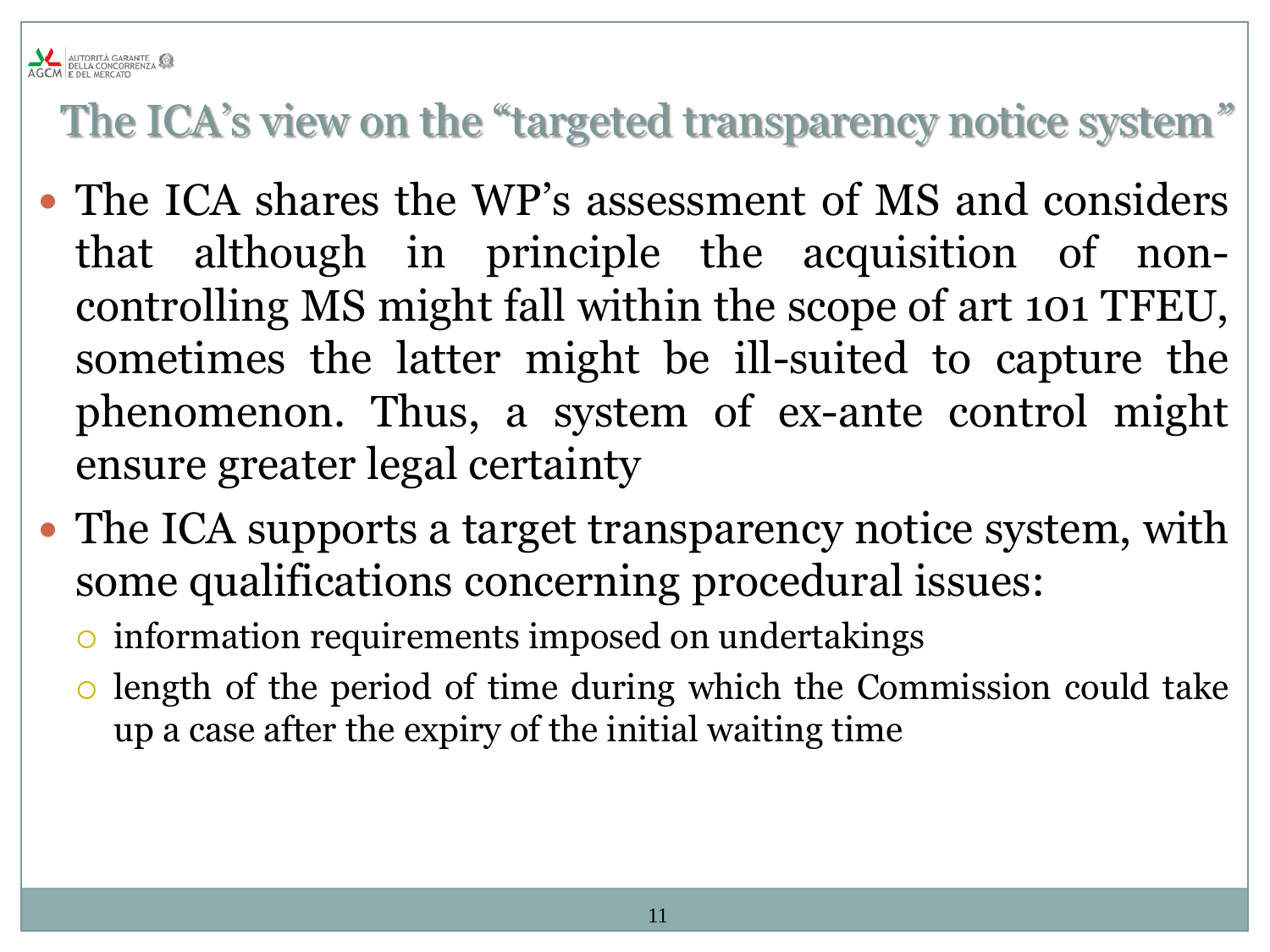# The ICA's view on the "targeted transparency notice system"

- The ICA shares the WP's assessment of MS and considers that although in principle the acquisition of non-controlling MS might fall within the scope of art 101 TFEU, sometimes the latter might be ill-suited to capture the phenomenon. Thus, a system of ex-ante control might ensure greater legal certainty
- The ICA supports a target transparency notice system, with some qualifications concerning procedural issues:
  - information requirements imposed on undertakings
  - length of the period of time during which the Commission could take up a case after the expiry of the initial waiting time